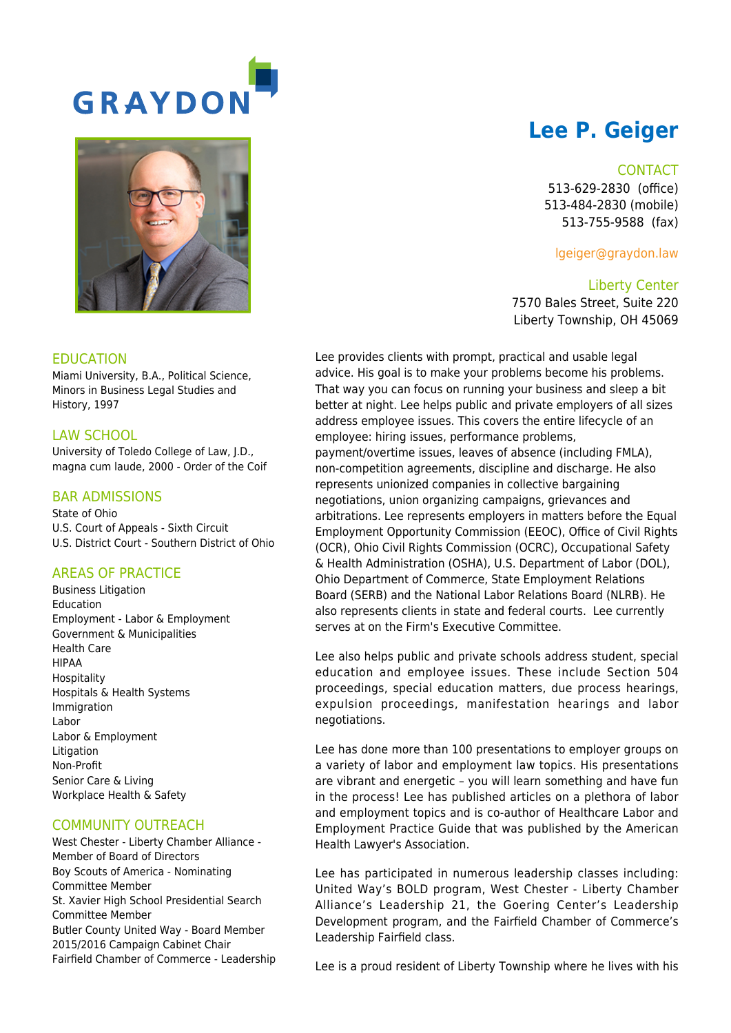GRAYDON

# Lee P. Geiger

## CONTACT

513-629-2830 (office)
513-484-2830 (mobile)
513-755-9588 (fax)

lgeiger@graydon.law

## Liberty Center

7570 Bales Street, Suite 220
Liberty Township, OH 45069

## EDUCATION

Miami University, B.A., Political Science, Minors in Business Legal Studies and History, 1997

## LAW SCHOOL

University of Toledo College of Law, J.D., magna cum laude, 2000 - Order of the Coif

## BAR ADMISSIONS

State of Ohio
U.S. Court of Appeals - Sixth Circuit
U.S. District Court - Southern District of Ohio

## AREAS OF PRACTICE

Business Litigation
Education
Employment - Labor & Employment
Government & Municipalities
Health Care
HIPAA
Hospitality
Hospitals & Health Systems
Immigration
Labor
Labor & Employment
Litigation
Non-Profit
Senior Care & Living
Workplace Health & Safety

## COMMUNITY OUTREACH

West Chester - Liberty Chamber Alliance - Member of Board of Directors
Boy Scouts of America - Nominating Committee Member
St. Xavier High School Presidential Search Committee Member
Butler County United Way - Board Member 2015/2016 Campaign Cabinet Chair
Fairfield Chamber of Commerce - Leadership

Lee provides clients with prompt, practical and usable legal advice. His goal is to make your problems become his problems. That way you can focus on running your business and sleep a bit better at night. Lee helps public and private employers of all sizes address employee issues. This covers the entire lifecycle of an employee: hiring issues, performance problems, payment/overtime issues, leaves of absence (including FMLA), non-competition agreements, discipline and discharge. He also represents unionized companies in collective bargaining negotiations, union organizing campaigns, grievances and arbitrations. Lee represents employers in matters before the Equal Employment Opportunity Commission (EEOC), Office of Civil Rights (OCR), Ohio Civil Rights Commission (OCRC), Occupational Safety & Health Administration (OSHA), U.S. Department of Labor (DOL), Ohio Department of Commerce, State Employment Relations Board (SERB) and the National Labor Relations Board (NLRB). He also represents clients in state and federal courts. Lee currently serves at on the Firm's Executive Committee.

Lee also helps public and private schools address student, special education and employee issues. These include Section 504 proceedings, special education matters, due process hearings, expulsion proceedings, manifestation hearings and labor negotiations.

Lee has done more than 100 presentations to employer groups on a variety of labor and employment law topics. His presentations are vibrant and energetic – you will learn something and have fun in the process! Lee has published articles on a plethora of labor and employment topics and is co-author of Healthcare Labor and Employment Practice Guide that was published by the American Health Lawyer's Association.

Lee has participated in numerous leadership classes including: United Way's BOLD program, West Chester - Liberty Chamber Alliance's Leadership 21, the Goering Center's Leadership Development program, and the Fairfield Chamber of Commerce's Leadership Fairfield class.

Lee is a proud resident of Liberty Township where he lives with his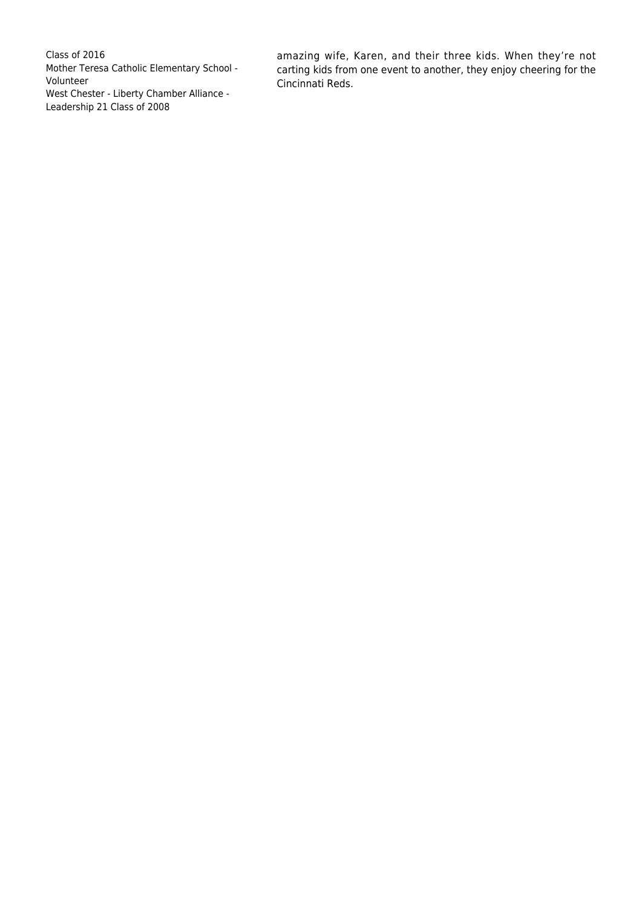Class of 2016
Mother Teresa Catholic Elementary School - Volunteer
West Chester - Liberty Chamber Alliance - Leadership 21 Class of 2008

amazing wife, Karen, and their three kids. When they're not carting kids from one event to another, they enjoy cheering for the Cincinnati Reds.